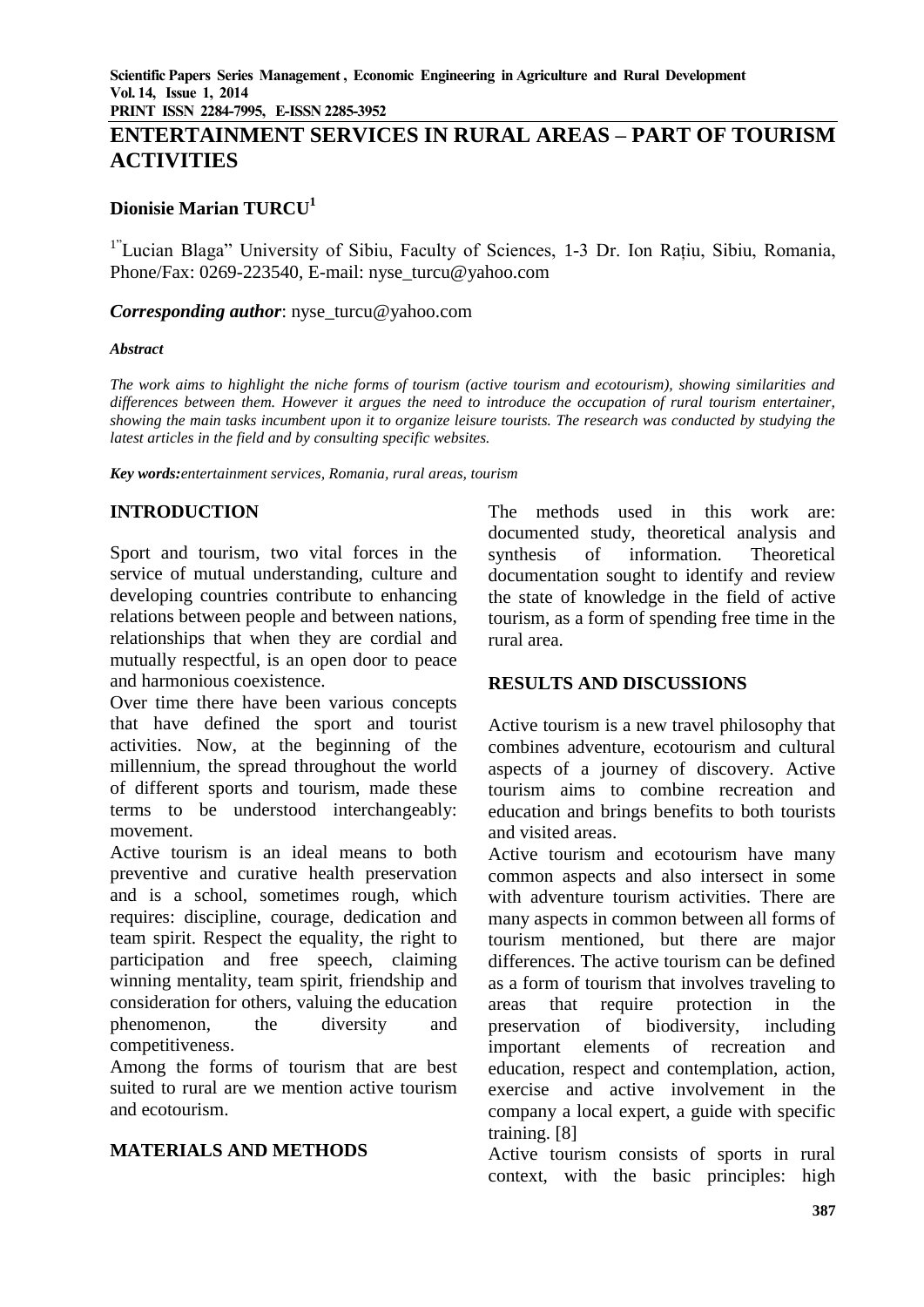# ENTERTAINMENT SERVICES IN RURAL AREAS – PART OF TOURISM ACTIVITIES

**Dionisie Marian TURCU**[1]

[1]"Lucian Blaga" University of Sibiu, Faculty of Sciences, 1-3 Dr. Ion Rațiu, Sibiu, Romania, Phone/Fax: 0269-223540, E-mail: nyse_turcu@yahoo.com

***Corresponding author***: nyse_turcu@yahoo.com

***Abstract***

*The work aims to highlight the niche forms of tourism (active tourism and ecotourism), showing similarities and differences between them. However it argues the need to introduce the occupation of rural tourism entertainer, showing the main tasks incumbent upon it to organize leisure tourists. The research was conducted by studying the latest articles in the field and by consulting specific websites.*

***Key words:****entertainment services, Romania, rural areas, tourism*

## INTRODUCTION

Sport and tourism, two vital forces in the service of mutual understanding, culture and developing countries contribute to enhancing relations between people and between nations, relationships that when they are cordial and mutually respectful, is an open door to peace and harmonious coexistence.

Over time there have been various concepts that have defined the sport and tourist activities. Now, at the beginning of the millennium, the spread throughout the world of different sports and tourism, made these terms to be understood interchangeably: movement.

Active tourism is an ideal means to both preventive and curative health preservation and is a school, sometimes rough, which requires: discipline, courage, dedication and team spirit. Respect the equality, the right to participation and free speech, claiming winning mentality, team spirit, friendship and consideration for others, valuing the education phenomenon, the diversity and competitiveness.

Among the forms of tourism that are best suited to rural are we mention active tourism and ecotourism.

## MATERIALS AND METHODS

The methods used in this work are: documented study, theoretical analysis and synthesis of information. Theoretical documentation sought to identify and review the state of knowledge in the field of active tourism, as a form of spending free time in the rural area.

## RESULTS AND DISCUSSIONS

Active tourism is a new travel philosophy that combines adventure, ecotourism and cultural aspects of a journey of discovery. Active tourism aims to combine recreation and education and brings benefits to both tourists and visited areas.

Active tourism and ecotourism have many common aspects and also intersect in some with adventure tourism activities. There are many aspects in common between all forms of tourism mentioned, but there are major differences. The active tourism can be defined as a form of tourism that involves traveling to areas that require protection in the preservation of biodiversity, including important elements of recreation and education, respect and contemplation, action, exercise and active involvement in the company a local expert, a guide with specific training. [8]

Active tourism consists of sports in rural context, with the basic principles: high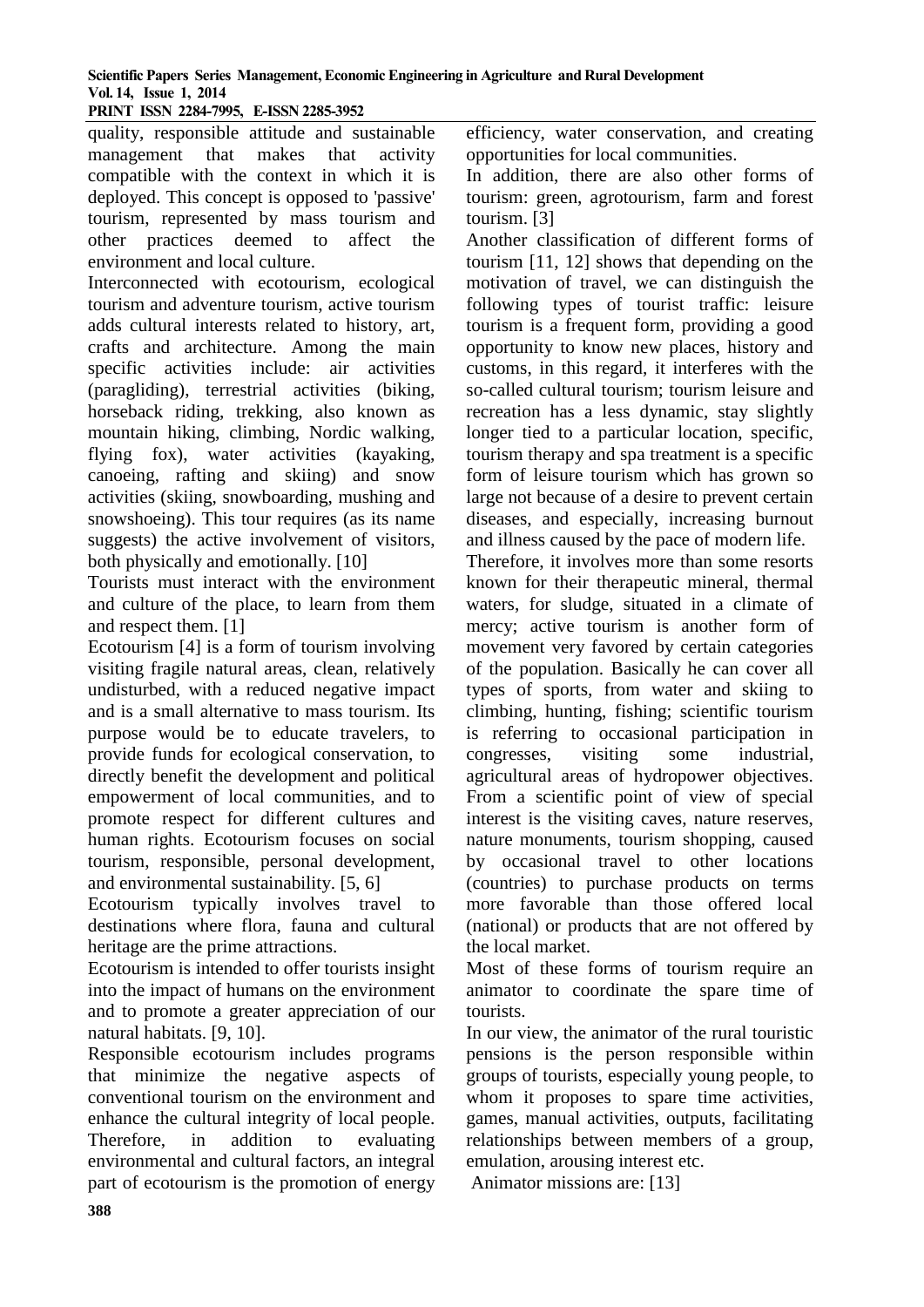quality, responsible attitude and sustainable management that makes that activity compatible with the context in which it is deployed. This concept is opposed to 'passive' tourism, represented by mass tourism and other practices deemed to affect the environment and local culture.

Interconnected with ecotourism, ecological tourism and adventure tourism, active tourism adds cultural interests related to history, art, crafts and architecture. Among the main specific activities include: air activities (paragliding), terrestrial activities (biking, horseback riding, trekking, also known as mountain hiking, climbing, Nordic walking, flying fox), water activities (kayaking, canoeing, rafting and skiing) and snow activities (skiing, snowboarding, mushing and snowshoeing). This tour requires (as its name suggests) the active involvement of visitors, both physically and emotionally. [10]

Tourists must interact with the environment and culture of the place, to learn from them and respect them. [1]

Ecotourism [4] is a form of tourism involving visiting fragile natural areas, clean, relatively undisturbed, with a reduced negative impact and is a small alternative to mass tourism. Its purpose would be to educate travelers, to provide funds for ecological conservation, to directly benefit the development and political empowerment of local communities, and to promote respect for different cultures and human rights. Ecotourism focuses on social tourism, responsible, personal development, and environmental sustainability. [5, 6]

Ecotourism typically involves travel to destinations where flora, fauna and cultural heritage are the prime attractions.

Ecotourism is intended to offer tourists insight into the impact of humans on the environment and to promote a greater appreciation of our natural habitats. [9, 10].

Responsible ecotourism includes programs that minimize the negative aspects of conventional tourism on the environment and enhance the cultural integrity of local people. Therefore, in addition to evaluating environmental and cultural factors, an integral part of ecotourism is the promotion of energy efficiency, water conservation, and creating opportunities for local communities.

In addition, there are also other forms of tourism: green, agrotourism, farm and forest tourism. [3]

Another classification of different forms of tourism [11, 12] shows that depending on the motivation of travel, we can distinguish the following types of tourist traffic: leisure tourism is a frequent form, providing a good opportunity to know new places, history and customs, in this regard, it interferes with the so-called cultural tourism; tourism leisure and recreation has a less dynamic, stay slightly longer tied to a particular location, specific, tourism therapy and spa treatment is a specific form of leisure tourism which has grown so large not because of a desire to prevent certain diseases, and especially, increasing burnout and illness caused by the pace of modern life.

Therefore, it involves more than some resorts known for their therapeutic mineral, thermal waters, for sludge, situated in a climate of mercy; active tourism is another form of movement very favored by certain categories of the population. Basically he can cover all types of sports, from water and skiing to climbing, hunting, fishing; scientific tourism is referring to occasional participation in congresses, visiting some industrial, agricultural areas of hydropower objectives. From a scientific point of view of special interest is the visiting caves, nature reserves, nature monuments, tourism shopping, caused by occasional travel to other locations (countries) to purchase products on terms more favorable than those offered local (national) or products that are not offered by the local market.

Most of these forms of tourism require an animator to coordinate the spare time of tourists.

In our view, the animator of the rural touristic pensions is the person responsible within groups of tourists, especially young people, to whom it proposes to spare time activities, games, manual activities, outputs, facilitating relationships between members of a group, emulation, arousing interest etc.

Animator missions are: [13]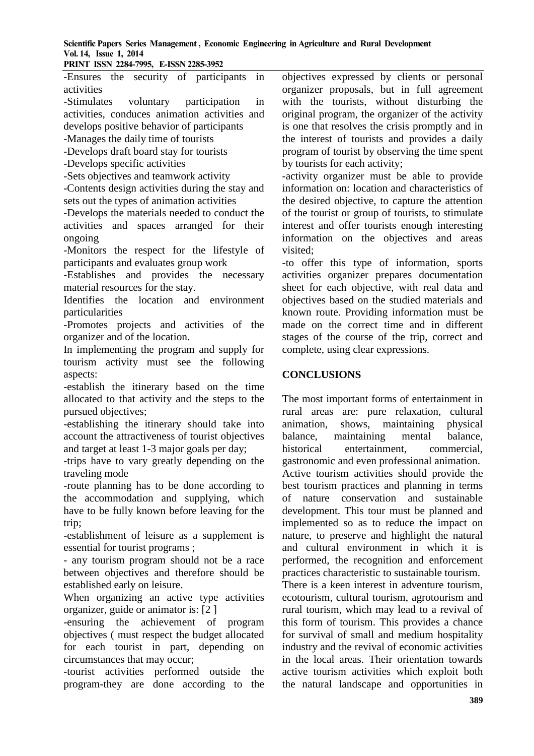-Ensures the security of participants in activities

-Stimulates voluntary participation in activities, conduces animation activities and develops positive behavior of participants

-Manages the daily time of tourists

-Develops draft board stay for tourists

-Develops specific activities

-Sets objectives and teamwork activity

-Contents design activities during the stay and sets out the types of animation activities

-Develops the materials needed to conduct the activities and spaces arranged for their ongoing

-Monitors the respect for the lifestyle of participants and evaluates group work

-Establishes and provides the necessary material resources for the stay.

Identifies the location and environment particularities

-Promotes projects and activities of the organizer and of the location.

In implementing the program and supply for tourism activity must see the following aspects:

-establish the itinerary based on the time allocated to that activity and the steps to the pursued objectives;

-establishing the itinerary should take into account the attractiveness of tourist objectives and target at least 1-3 major goals per day;

-trips have to vary greatly depending on the traveling mode

-route planning has to be done according to the accommodation and supplying, which have to be fully known before leaving for the trip;

-establishment of leisure as a supplement is essential for tourist programs ;

- any tourism program should not be a race between objectives and therefore should be established early on leisure.

When organizing an active type activities organizer, guide or animator is: [2 ]

-ensuring the achievement of program objectives ( must respect the budget allocated for each tourist in part, depending on circumstances that may occur;

-tourist activities performed outside the program-they are done according to the objectives expressed by clients or personal organizer proposals, but in full agreement with the tourists, without disturbing the original program, the organizer of the activity is one that resolves the crisis promptly and in the interest of tourists and provides a daily program of tourist by observing the time spent by tourists for each activity;

-activity organizer must be able to provide information on: location and characteristics of the desired objective, to capture the attention of the tourist or group of tourists, to stimulate interest and offer tourists enough interesting information on the objectives and areas visited;

-to offer this type of information, sports activities organizer prepares documentation sheet for each objective, with real data and objectives based on the studied materials and known route. Providing information must be made on the correct time and in different stages of the course of the trip, correct and complete, using clear expressions.

## CONCLUSIONS

The most important forms of entertainment in rural areas are: pure relaxation, cultural animation, shows, maintaining physical balance, maintaining mental balance, historical entertainment, commercial, gastronomic and even professional animation.

Active tourism activities should provide the best tourism practices and planning in terms of nature conservation and sustainable development. This tour must be planned and implemented so as to reduce the impact on nature, to preserve and highlight the natural and cultural environment in which it is performed, the recognition and enforcement practices characteristic to sustainable tourism.

There is a keen interest in adventure tourism, ecotourism, cultural tourism, agrotourism and rural tourism, which may lead to a revival of this form of tourism. This provides a chance for survival of small and medium hospitality industry and the revival of economic activities in the local areas. Their orientation towards active tourism activities which exploit both the natural landscape and opportunities in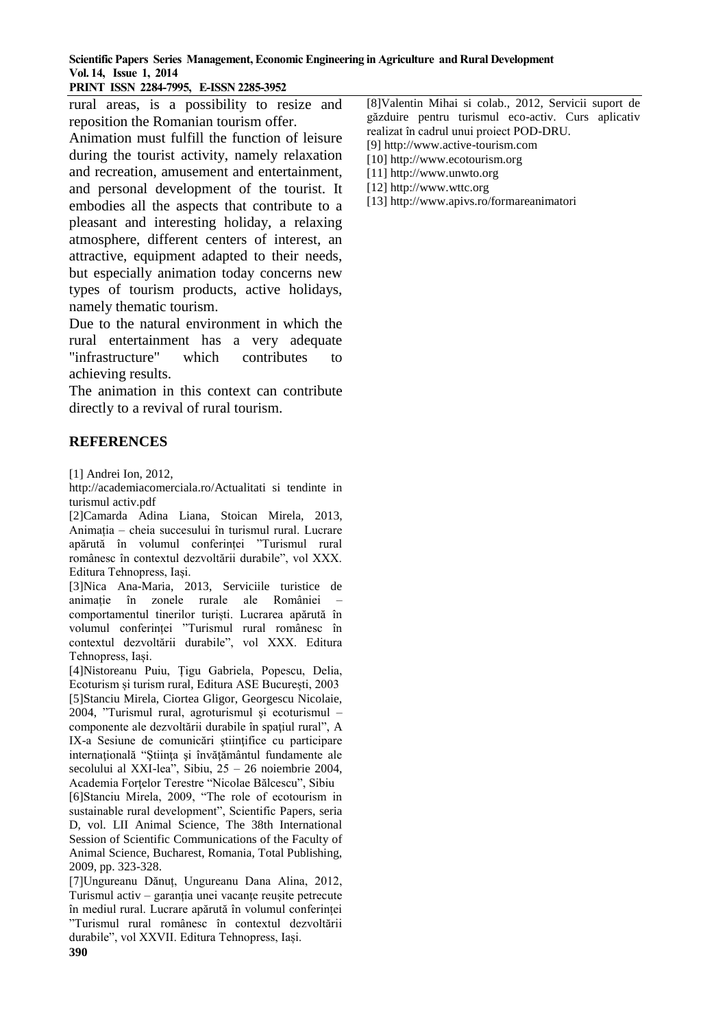rural areas, is a possibility to resize and reposition the Romanian tourism offer.

Animation must fulfill the function of leisure during the tourist activity, namely relaxation and recreation, amusement and entertainment, and personal development of the tourist. It embodies all the aspects that contribute to a pleasant and interesting holiday, a relaxing atmosphere, different centers of interest, an attractive, equipment adapted to their needs, but especially animation today concerns new types of tourism products, active holidays, namely thematic tourism.

Due to the natural environment in which the rural entertainment has a very adequate "infrastructure" which contributes to achieving results.

The animation in this context can contribute directly to a revival of rural tourism.

## REFERENCES

[1] Andrei Ion, 2012, http://academiacomerciala.ro/Actualitati si tendinte in turismul activ.pdf

[2]Camarda Adina Liana, Stoican Mirela, 2013, Animația – cheia succesului în turismul rural. Lucrare apărută în volumul conferinței "Turismul rural românesc în contextul dezvoltării durabile", vol XXX. Editura Tehnopress, Iași.

[3]Nica Ana-Maria, 2013, Serviciile turistice de animație în zonele rurale ale României – comportamentul tinerilor turiști. Lucrarea apărută în volumul conferinței "Turismul rural românesc în contextul dezvoltării durabile", vol XXX. Editura Tehnopress, Iași.

[4]Nistoreanu Puiu, Țigu Gabriela, Popescu, Delia, Ecoturism și turism rural, Editura ASE București, 2003

[5]Stanciu Mirela, Ciortea Gligor, Georgescu Nicolaie, 2004, "Turismul rural, agroturismul şi ecoturismul – componente ale dezvoltării durabile în spaţiul rural", A IX-a Sesiune de comunicări ştiinţifice cu participare internaţională "Ştiinţa şi învăţământul fundamente ale secolului al XXI-lea", Sibiu, 25 – 26 noiembrie 2004, Academia Forţelor Terestre "Nicolae Bălcescu", Sibiu

[6]Stanciu Mirela, 2009, "The role of ecotourism in sustainable rural development", Scientific Papers, seria D, vol. LII Animal Science, The 38th International Session of Scientific Communications of the Faculty of Animal Science, Bucharest, Romania, Total Publishing, 2009, pp. 323-328.

[7]Ungureanu Dănuț, Ungureanu Dana Alina, 2012, Turismul activ – garanția unei vacanțe reușite petrecute în mediul rural. Lucrare apărută în volumul conferinței "Turismul rural românesc în contextul dezvoltării durabile", vol XXVII. Editura Tehnopress, Iași.

[8]Valentin Mihai si colab., 2012, Servicii suport de găzduire pentru turismul eco-activ. Curs aplicativ realizat în cadrul unui proiect POD-DRU.

[9] http://www.active-tourism.com

[10] http://www.ecotourism.org

[11] http://www.unwto.org

[12] http://www.wttc.org

[13] http://www.apivs.ro/formareanimatori